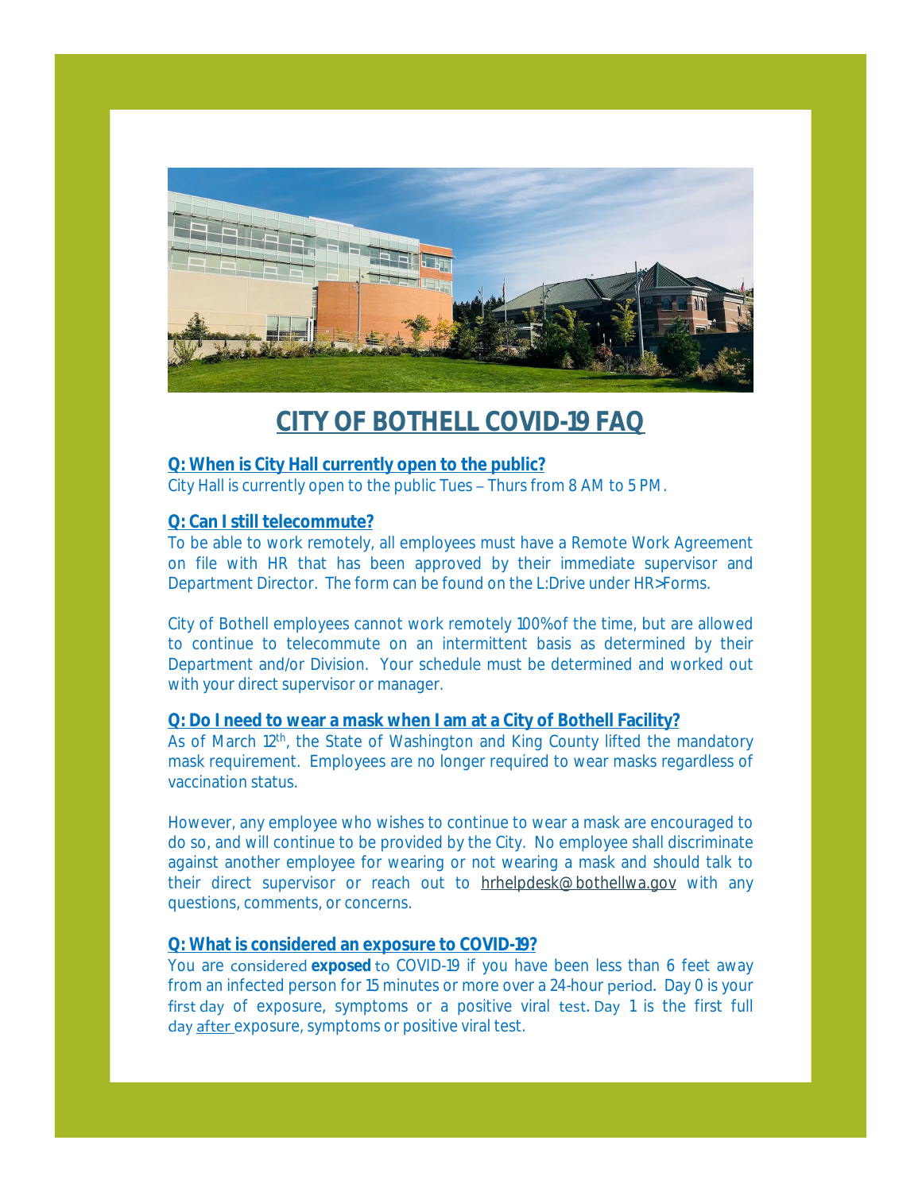# CITY OF BOTHELL COVID-19 FAQ

**Q: When is City Hall currently open to the public?**

City Hall is currently open to the public Tues – Thurs from 8 AM to 5 PM.

**Q: Can I still telecommute?**

To be able to work remotely, all employees must have a Remote Work Agreement on file with HR that has been approved by their immediate supervisor and Department Director. The form can be found on the L:Drive under HR>Forms.

City of Bothell employees cannot work remotely 100% of the time, but are allowed to continue to telecommute on an intermittent basis as determined by their Department and/or Division. Your schedule must be determined and worked out with your direct supervisor or manager.

**Q: Do I need to wear a mask when I am at a City of Bothell Facility?**

As of March 12th, the State of Washington and King County lifted the mandatory mask requirement. Employees are no longer required to wear masks regardless of vaccination status.

However, any employee who wishes to continue to wear a mask are encouraged to do so, and will continue to be provided by the City. No employee shall discriminate against another employee for wearing or not wearing a mask and should talk to their direct supervisor or reach out to hrhelpdesk@bothellwa.gov with any questions, comments, or concerns.

**Q: What is considered an exposure to COVID-19?**

You are considered **exposed** to COVID-19 if you have been less than 6 feet away from an infected person for 15 minutes or more over a 24-hour period. Day 0 is your first day of exposure, symptoms or a positive viral test. Day 1 is the first full day after exposure, symptoms or positive viral test.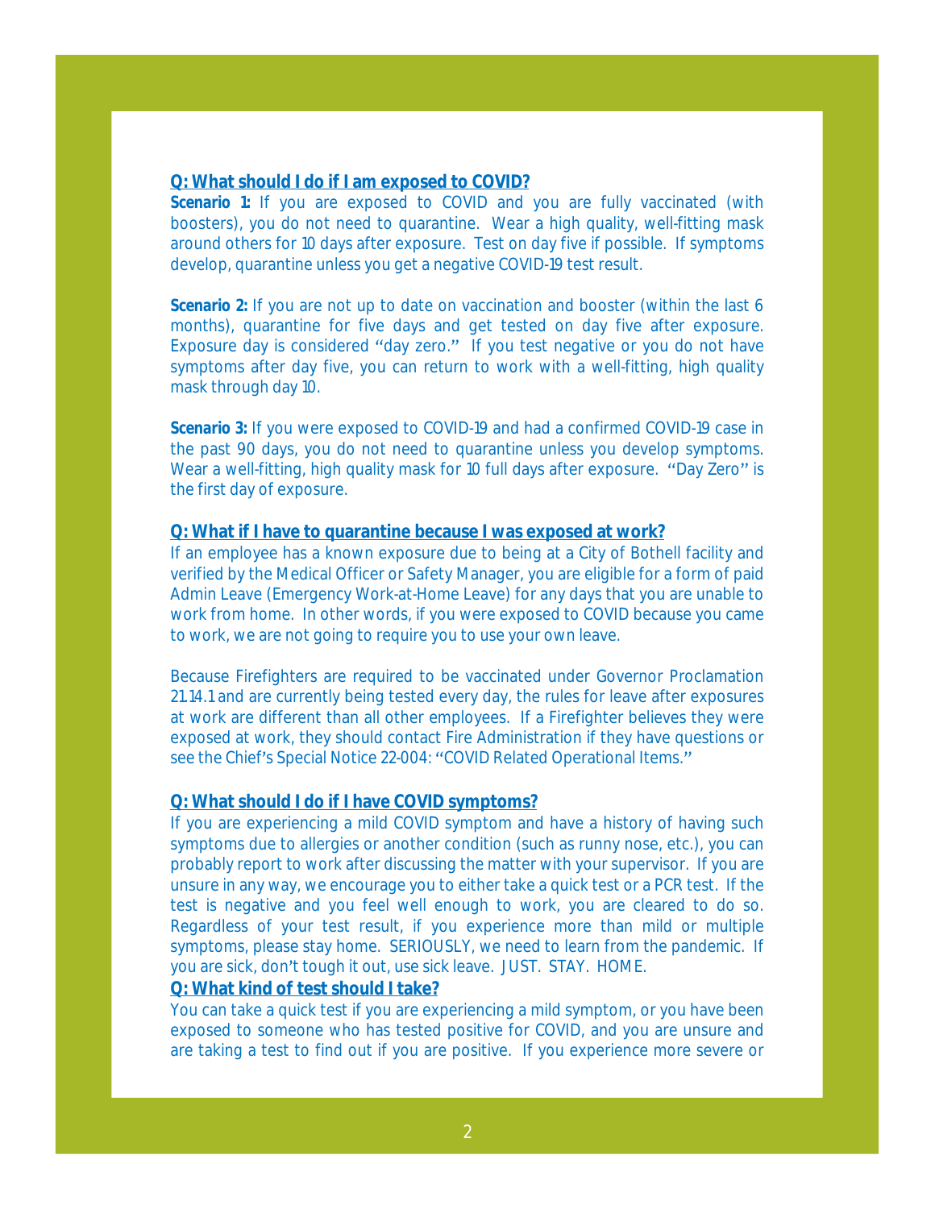**Q: What should I do if I am exposed to COVID?**

**Scenario 1:** If you are exposed to COVID and you are fully vaccinated (with boosters), you do not need to quarantine. Wear a high quality, well-fitting mask around others for 10 days after exposure. Test on day five if possible. If symptoms develop, quarantine unless you get a negative COVID-19 test result.

**Scenario 2:** If you are not up to date on vaccination and booster (within the last 6 months), quarantine for five days and get tested on day five after exposure. Exposure day is considered "day zero." If you test negative or you do not have symptoms after day five, you can return to work with a well-fitting, high quality mask through day 10.

**Scenario 3:** If you were exposed to COVID-19 and had a confirmed COVID-19 case in the past 90 days, you do not need to quarantine unless you develop symptoms. Wear a well-fitting, high quality mask for 10 full days after exposure. "Day Zero" is the first day of exposure.

**Q: What if I have to quarantine because I was exposed at work?**

If an employee has a known exposure due to being at a City of Bothell facility and verified by the Medical Officer or Safety Manager, you are eligible for a form of paid Admin Leave (Emergency Work-at-Home Leave) for any days that you are unable to work from home. In other words, if you were exposed to COVID because you came to work, we are not going to require you to use your own leave.

Because Firefighters are required to be vaccinated under Governor Proclamation 21.14.1 and are currently being tested every day, the rules for leave after exposures at work are different than all other employees. If a Firefighter believes they were exposed at work, they should contact Fire Administration if they have questions or see the Chief's Special Notice 22-004: "COVID Related Operational Items."

**Q: What should I do if I have COVID symptoms?**

If you are experiencing a mild COVID symptom and have a history of having such symptoms due to allergies or another condition (such as runny nose, etc.), you can probably report to work after discussing the matter with your supervisor. If you are unsure in any way, we encourage you to either take a quick test or a PCR test. If the test is negative and you feel well enough to work, you are cleared to do so. Regardless of your test result, if you experience more than mild or multiple symptoms, please stay home. SERIOUSLY, we need to learn from the pandemic. If you are sick, don't tough it out, use sick leave. JUST. STAY. HOME.

**Q: What kind of test should I take?**

You can take a quick test if you are experiencing a mild symptom, or you have been exposed to someone who has tested positive for COVID, and you are unsure and are taking a test to find out if you are positive. If you experience more severe or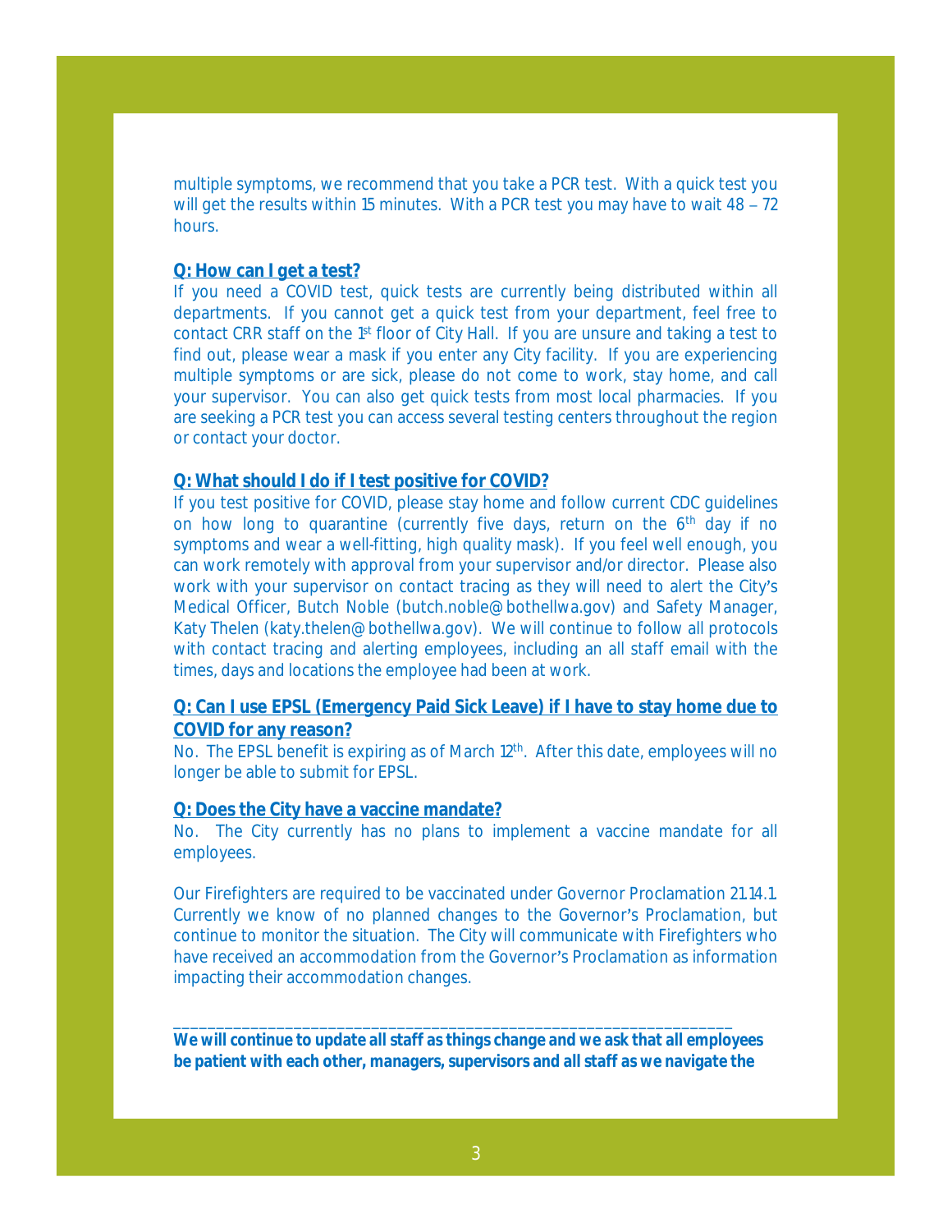multiple symptoms, we recommend that you take a PCR test. With a quick test you will get the results within 15 minutes. With a PCR test you may have to wait 48 – 72 hours.

**Q: How can I get a test?**

If you need a COVID test, quick tests are currently being distributed within all departments. If you cannot get a quick test from your department, feel free to contact CRR staff on the 1st floor of City Hall. If you are unsure and taking a test to find out, please wear a mask if you enter any City facility. If you are experiencing multiple symptoms or are sick, please do not come to work, stay home, and call your supervisor. You can also get quick tests from most local pharmacies. If you are seeking a PCR test you can access several testing centers throughout the region or contact your doctor.

**Q: What should I do if I test positive for COVID?**

If you test positive for COVID, please stay home and follow current CDC guidelines on how long to quarantine (currently five days, return on the 6th day if no symptoms and wear a well-fitting, high quality mask). If you feel well enough, you can work remotely with approval from your supervisor and/or director. Please also work with your supervisor on contact tracing as they will need to alert the City's Medical Officer, Butch Noble (butch.noble@bothellwa.gov) and Safety Manager, Katy Thelen (katy.thelen@bothellwa.gov). We will continue to follow all protocols with contact tracing and alerting employees, including an all staff email with the times, days and locations the employee had been at work.

**Q: Can I use EPSL (Emergency Paid Sick Leave) if I have to stay home due to COVID for any reason?**

No. The EPSL benefit is expiring as of March 12th. After this date, employees will no longer be able to submit for EPSL.

**Q: Does the City have a vaccine mandate?**

No. The City currently has no plans to implement a vaccine mandate for all employees.

Our Firefighters are required to be vaccinated under Governor Proclamation 21.14.1. Currently we know of no planned changes to the Governor's Proclamation, but continue to monitor the situation. The City will communicate with Firefighters who have received an accommodation from the Governor's Proclamation as information impacting their accommodation changes.

---

**We will continue to update all staff as things change and we ask that all employees be patient with each other, managers, supervisors and all staff as we navigate the**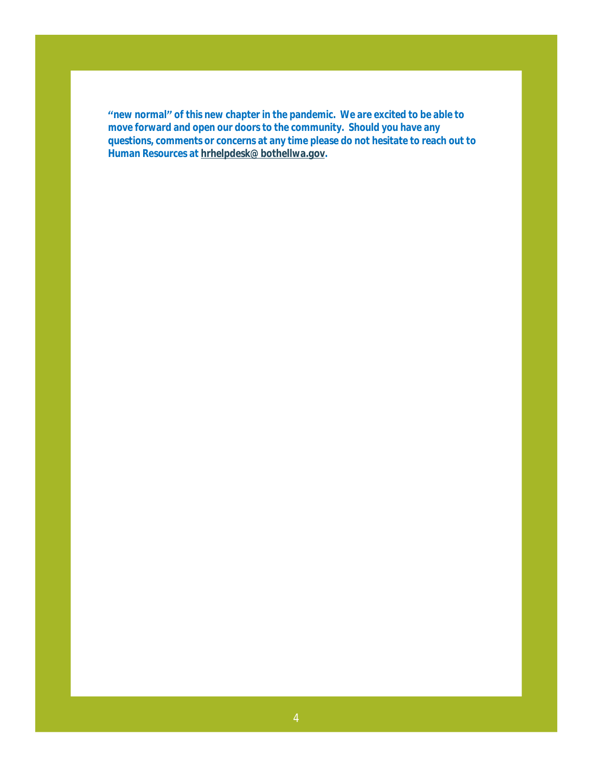**“new normal” of this new chapter in the pandemic. We are excited to be able to move forward and open our doors to the community. Should you have any questions, comments or concerns at any time please do not hesitate to reach out to Human Resources at hrhelpdesk@bothellwa.gov.**